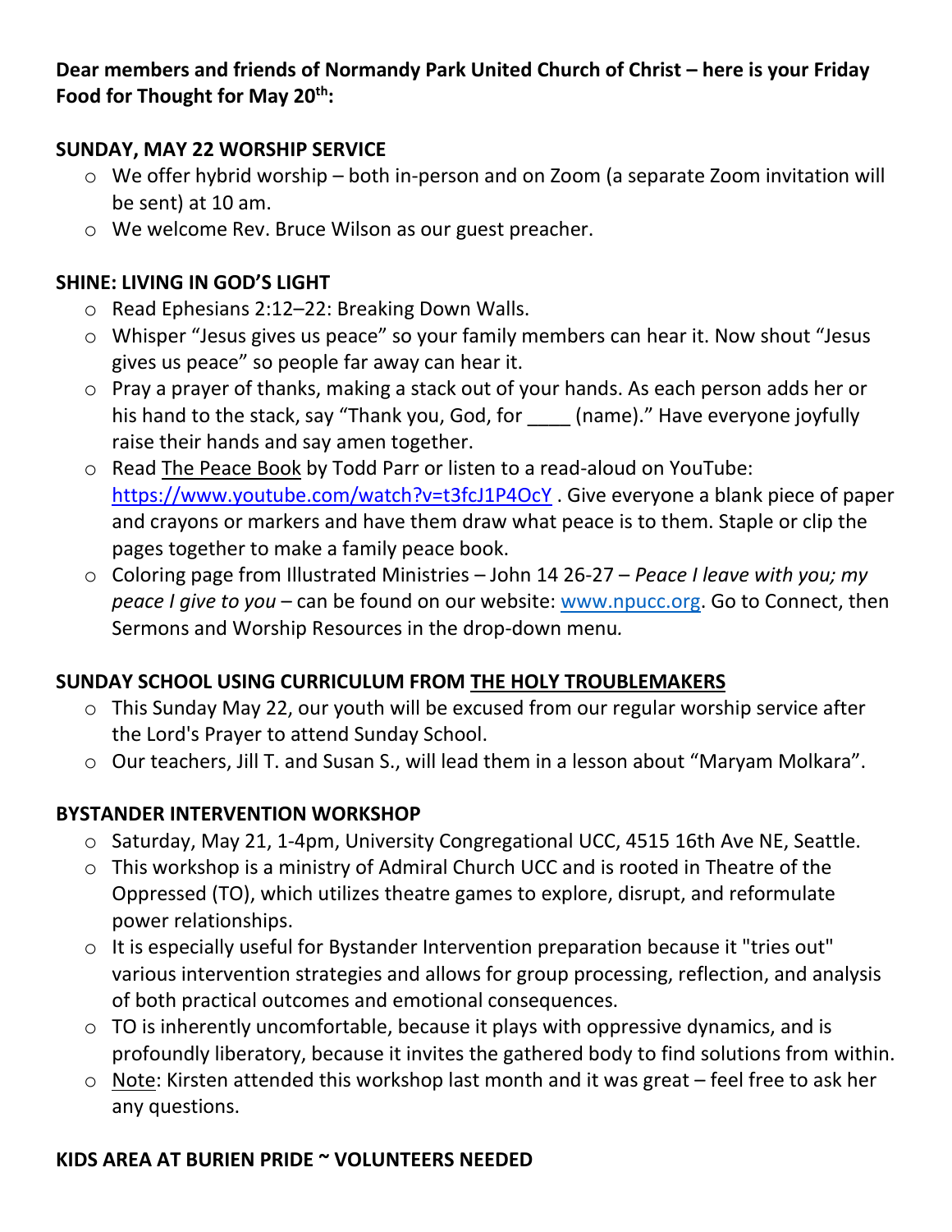**Dear members and friends of Normandy Park United Church of Christ – here is your Friday Food for Thought for May 20th:**

**SUNDAY, MAY 22 WORSHIP SERVICE**

- We offer hybrid worship – both in-person and on Zoom (a separate Zoom invitation will be sent) at 10 am.
- We welcome Rev. Bruce Wilson as our guest preacher.

**SHINE: LIVING IN GOD'S LIGHT**

- Read Ephesians 2:12–22: Breaking Down Walls.
- Whisper "Jesus gives us peace" so your family members can hear it. Now shout "Jesus gives us peace" so people far away can hear it.
- Pray a prayer of thanks, making a stack out of your hands. As each person adds her or his hand to the stack, say "Thank you, God, for ____ (name)." Have everyone joyfully raise their hands and say amen together.
- Read The Peace Book by Todd Parr or listen to a read-aloud on YouTube: https://www.youtube.com/watch?v=t3fcJ1P4OcY . Give everyone a blank piece of paper and crayons or markers and have them draw what peace is to them. Staple or clip the pages together to make a family peace book.
- Coloring page from Illustrated Ministries – John 14 26-27 – *Peace I leave with you; my peace I give to you* – can be found on our website: www.npucc.org. Go to Connect, then Sermons and Worship Resources in the drop-down menu.

**SUNDAY SCHOOL USING CURRICULUM FROM THE HOLY TROUBLEMAKERS**

- This Sunday May 22, our youth will be excused from our regular worship service after the Lord's Prayer to attend Sunday School.
- Our teachers, Jill T. and Susan S., will lead them in a lesson about "Maryam Molkara".

**BYSTANDER INTERVENTION WORKSHOP**

- Saturday, May 21, 1-4pm, University Congregational UCC, 4515 16th Ave NE, Seattle.
- This workshop is a ministry of Admiral Church UCC and is rooted in Theatre of the Oppressed (TO), which utilizes theatre games to explore, disrupt, and reformulate power relationships.
- It is especially useful for Bystander Intervention preparation because it "tries out" various intervention strategies and allows for group processing, reflection, and analysis of both practical outcomes and emotional consequences.
- TO is inherently uncomfortable, because it plays with oppressive dynamics, and is profoundly liberatory, because it invites the gathered body to find solutions from within.
- Note: Kirsten attended this workshop last month and it was great – feel free to ask her any questions.

**KIDS AREA AT BURIEN PRIDE ~ VOLUNTEERS NEEDED**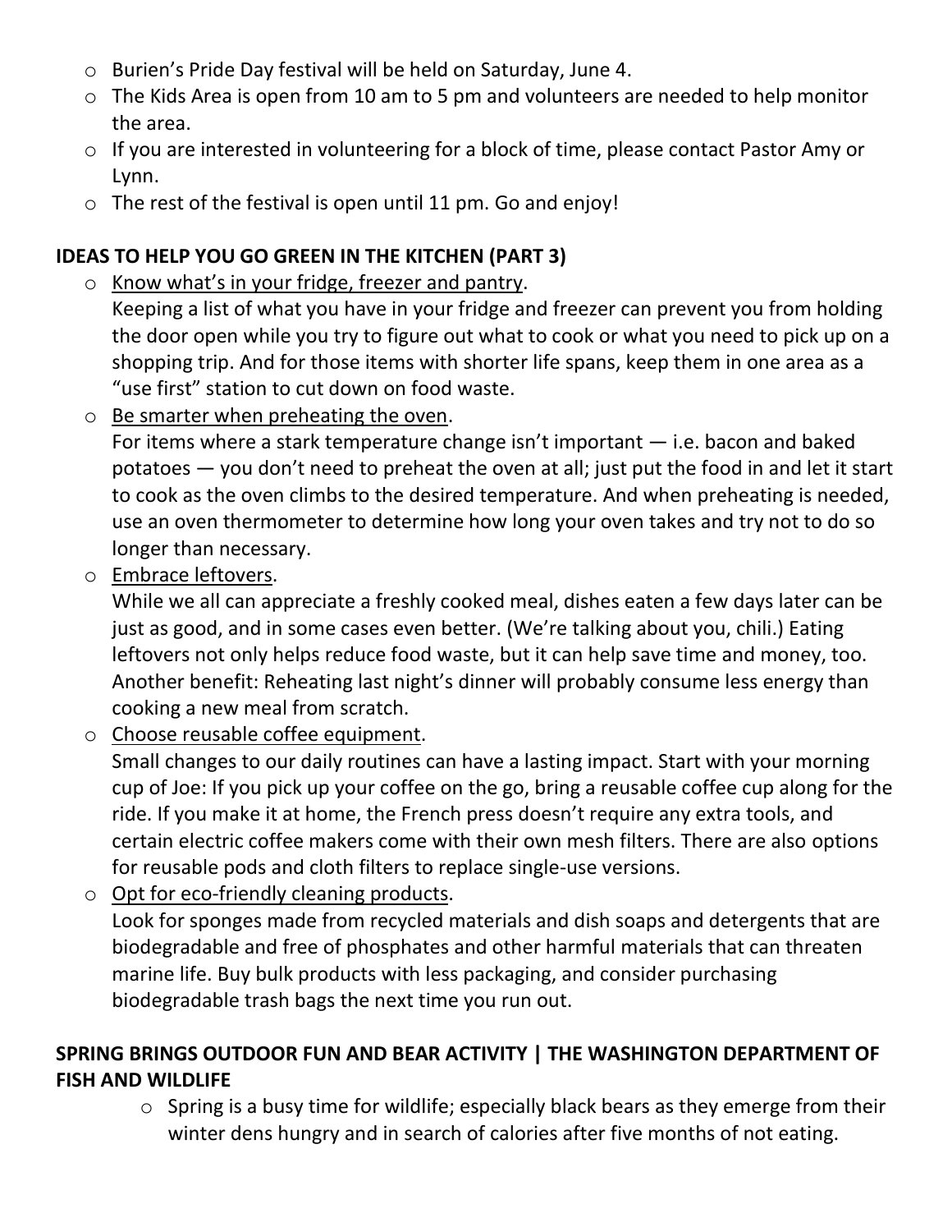- Burien's Pride Day festival will be held on Saturday, June 4.
- The Kids Area is open from 10 am to 5 pm and volunteers are needed to help monitor the area.
- If you are interested in volunteering for a block of time, please contact Pastor Amy or Lynn.
- The rest of the festival is open until 11 pm. Go and enjoy!

## IDEAS TO HELP YOU GO GREEN IN THE KITCHEN (PART 3)

- <u>Know what's in your fridge, freezer and pantry</u>.
  Keeping a list of what you have in your fridge and freezer can prevent you from holding the door open while you try to figure out what to cook or what you need to pick up on a shopping trip. And for those items with shorter life spans, keep them in one area as a "use first" station to cut down on food waste.
- <u>Be smarter when preheating the oven</u>.
  For items where a stark temperature change isn't important — i.e. bacon and baked potatoes — you don't need to preheat the oven at all; just put the food in and let it start to cook as the oven climbs to the desired temperature. And when preheating is needed, use an oven thermometer to determine how long your oven takes and try not to do so longer than necessary.
- <u>Embrace leftovers</u>.
  While we all can appreciate a freshly cooked meal, dishes eaten a few days later can be just as good, and in some cases even better. (We're talking about you, chili.) Eating leftovers not only helps reduce food waste, but it can help save time and money, too. Another benefit: Reheating last night's dinner will probably consume less energy than cooking a new meal from scratch.
- <u>Choose reusable coffee equipment</u>.
  Small changes to our daily routines can have a lasting impact. Start with your morning cup of Joe: If you pick up your coffee on the go, bring a reusable coffee cup along for the ride. If you make it at home, the French press doesn't require any extra tools, and certain electric coffee makers come with their own mesh filters. There are also options for reusable pods and cloth filters to replace single-use versions.
- <u>Opt for eco-friendly cleaning products</u>.
  Look for sponges made from recycled materials and dish soaps and detergents that are biodegradable and free of phosphates and other harmful materials that can threaten marine life. Buy bulk products with less packaging, and consider purchasing biodegradable trash bags the next time you run out.

## SPRING BRINGS OUTDOOR FUN AND BEAR ACTIVITY | THE WASHINGTON DEPARTMENT OF FISH AND WILDLIFE

- Spring is a busy time for wildlife; especially black bears as they emerge from their winter dens hungry and in search of calories after five months of not eating.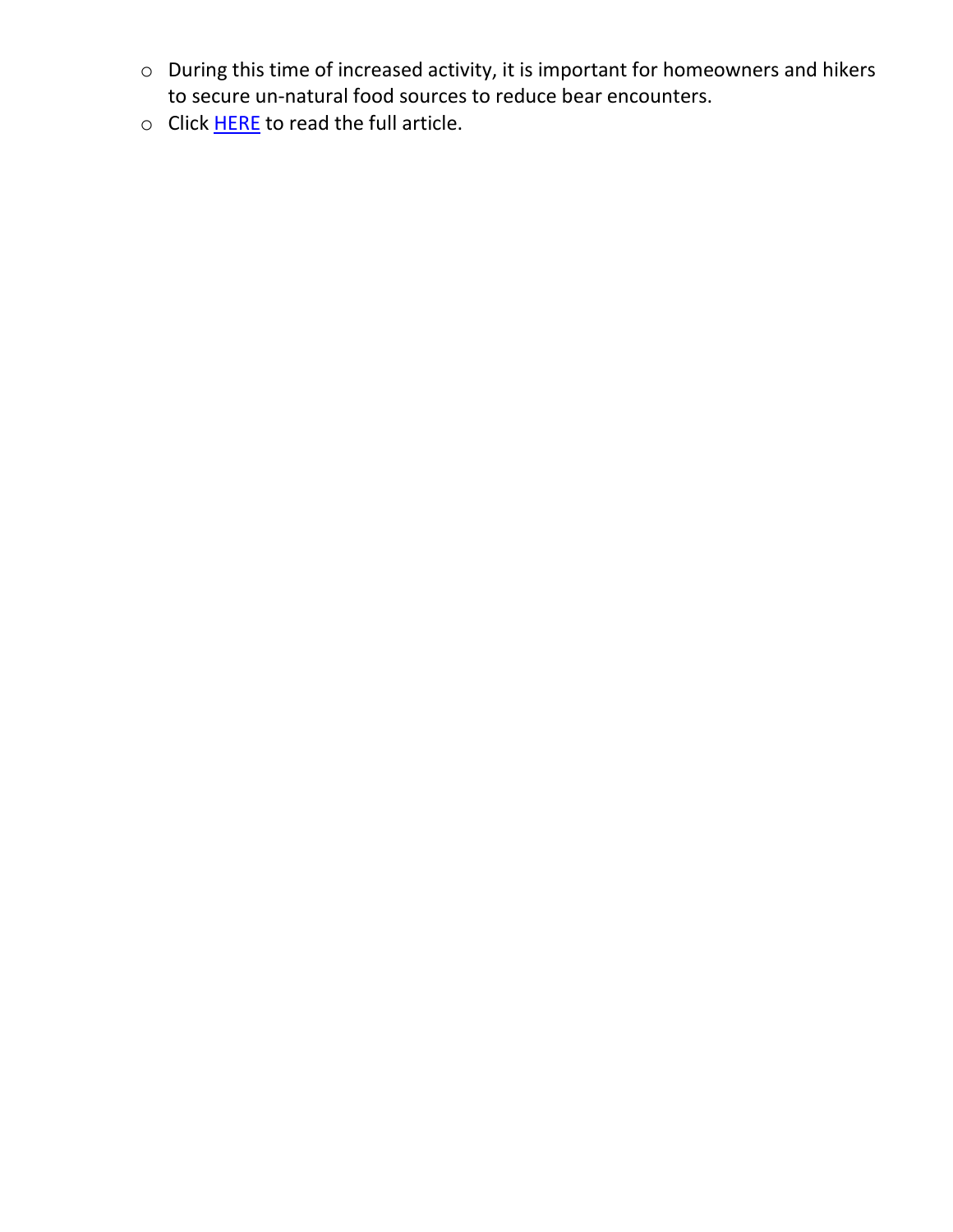- During this time of increased activity, it is important for homeowners and hikers to secure un-natural food sources to reduce bear encounters.
- Click HERE to read the full article.